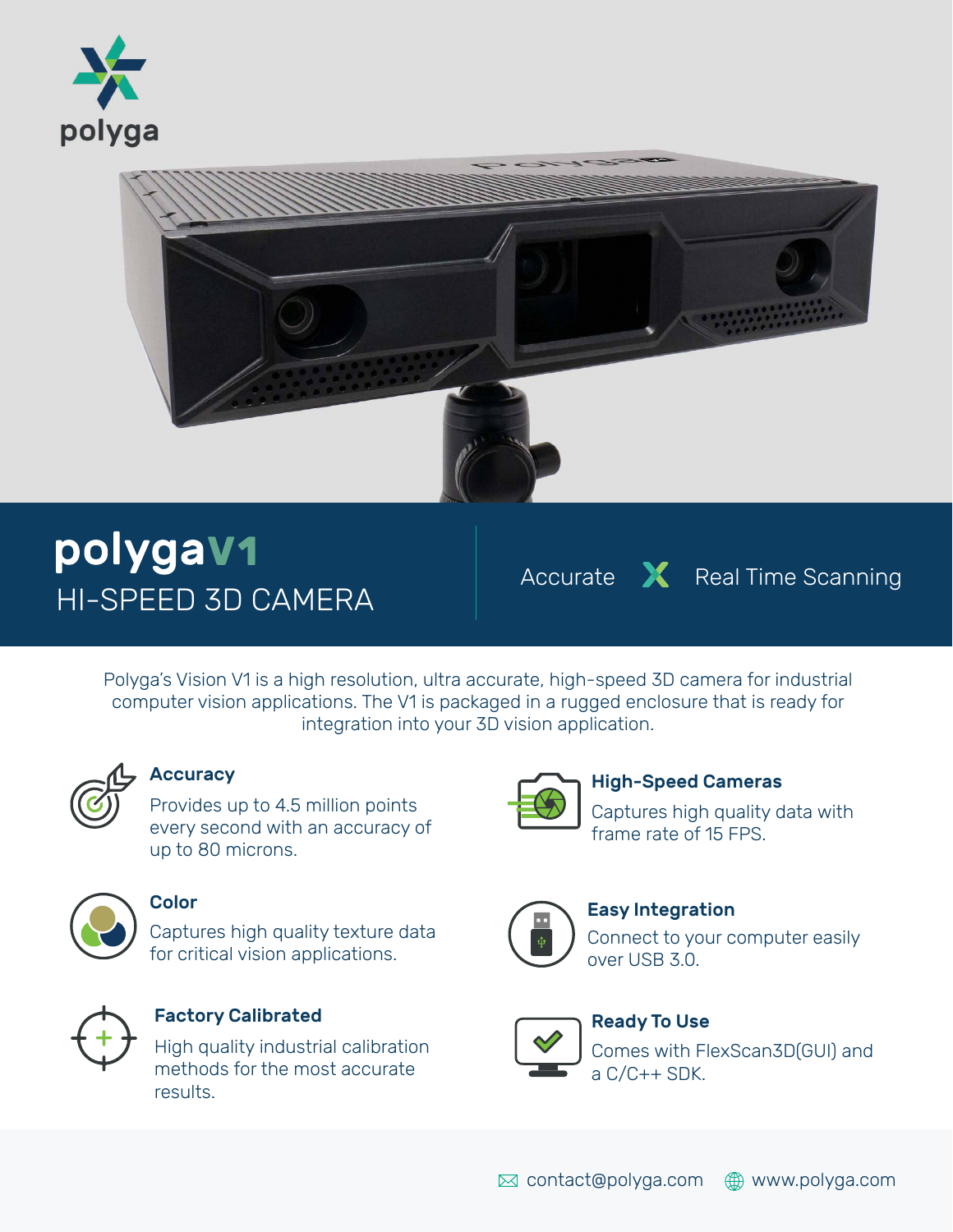polyga

# polygaV1

## HI-SPEED 3D CAMERA

Accurate X Real Time Scanning

Polyga's Vision V1 is a high resolution, ultra accurate, high-speed 3D camera for industrial computer vision applications. The V1 is packaged in a rugged enclosure that is ready for integration into your 3D vision application.

### Accuracy

Provides up to 4.5 million points every second with an accuracy of up to 80 microns.

### High-Speed Cameras

Captures high quality data with frame rate of 15 FPS.

### Color

Captures high quality texture data for critical vision applications.

### Easy Integration

Connect to your computer easily over USB 3.0.

### Factory Calibrated

High quality industrial calibration methods for the most accurate results.

### Ready To Use

Comes with FlexScan3D(GUI) and a C/C++ SDK.

contact@polyga.com www.polyga.com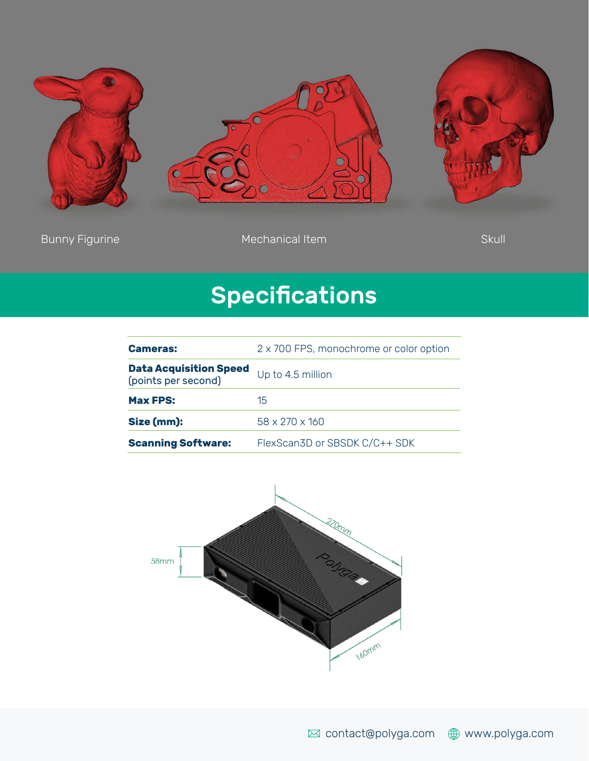Bunny Figurine

Mechanical Item

Skull

# Specifications

| | |
|---|---|
| **Cameras:** | 2 x 700 FPS, monochrome or color option |
| **Data Acquisition Speed** (points per second) | Up to 4.5 million |
| **Max FPS:** | 15 |
| **Size (mm):** | 58 x 270 x 160 |
| **Scanning Software:** | FlexScan3D or SBSDK C/C++ SDK |

58mm

270mm

160mm

contact@polyga.com www.polyga.com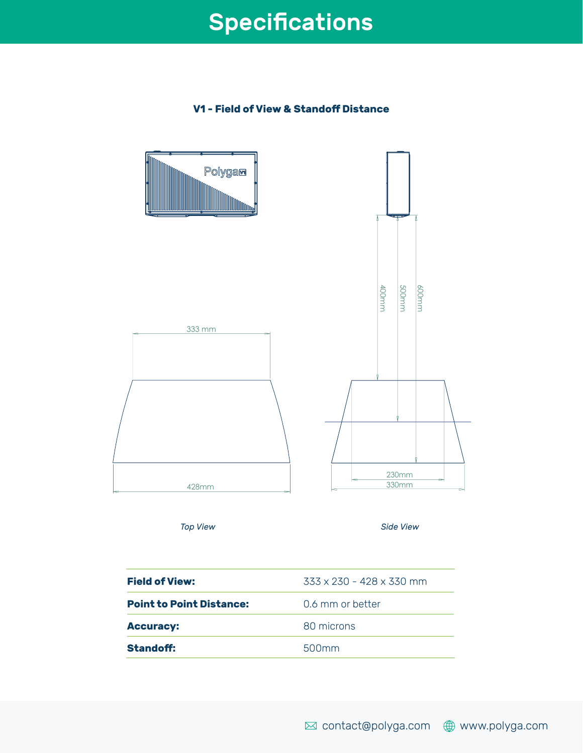# Specifications

### V1 - Field of View & Standoff Distance

Polyga V1

333 mm

428mm

400mm

500mm

600mm

230mm

330mm

*Top View*

*Side View*

| | |
|---|---|
| **Field of View:** | 333 x 230 - 428 x 330 mm |
| **Point to Point Distance:** | 0.6 mm or better |
| **Accuracy:** | 80 microns |
| **Standoff:** | 500mm |

contact@polyga.com www.polyga.com